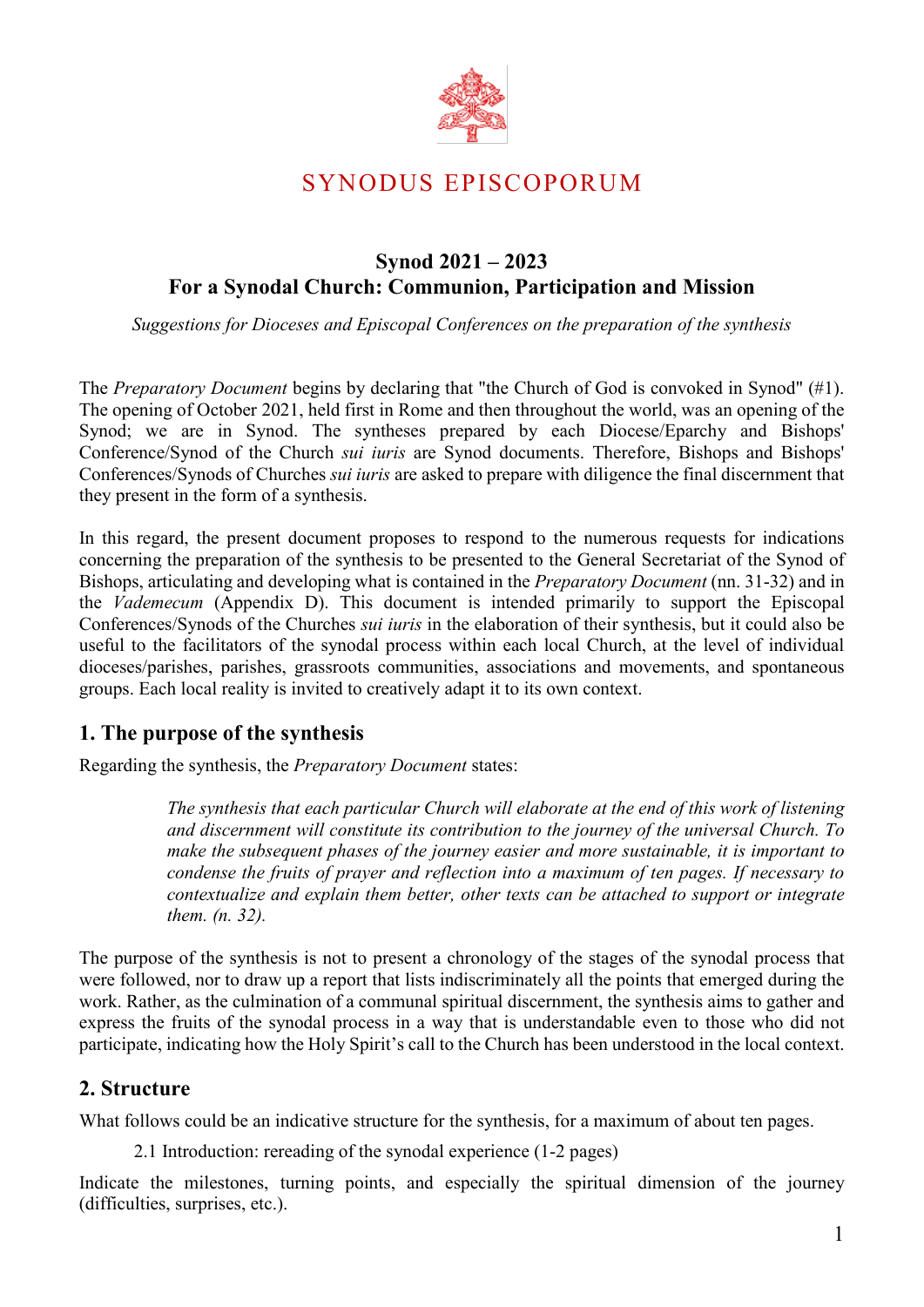# SYNODUS EPISCOPORUM

## Synod 2021 – 2023
## For a Synodal Church: Communion, Participation and Mission

*Suggestions for Dioceses and Episcopal Conferences on the preparation of the synthesis*

The *Preparatory Document* begins by declaring that "the Church of God is convoked in Synod" (#1). The opening of October 2021, held first in Rome and then throughout the world, was an opening of the Synod; we are in Synod. The syntheses prepared by each Diocese/Eparchy and Bishops' Conference/Synod of the Church *sui iuris* are Synod documents. Therefore, Bishops and Bishops' Conferences/Synods of Churches *sui iuris* are asked to prepare with diligence the final discernment that they present in the form of a synthesis.

In this regard, the present document proposes to respond to the numerous requests for indications concerning the preparation of the synthesis to be presented to the General Secretariat of the Synod of Bishops, articulating and developing what is contained in the *Preparatory Document* (nn. 31-32) and in the *Vademecum* (Appendix D). This document is intended primarily to support the Episcopal Conferences/Synods of the Churches *sui iuris* in the elaboration of their synthesis, but it could also be useful to the facilitators of the synodal process within each local Church, at the level of individual dioceses/parishes, parishes, grassroots communities, associations and movements, and spontaneous groups. Each local reality is invited to creatively adapt it to its own context.

## 1. The purpose of the synthesis

Regarding the synthesis, the *Preparatory Document* states:

> *The synthesis that each particular Church will elaborate at the end of this work of listening and discernment will constitute its contribution to the journey of the universal Church. To make the subsequent phases of the journey easier and more sustainable, it is important to condense the fruits of prayer and reflection into a maximum of ten pages. If necessary to contextualize and explain them better, other texts can be attached to support or integrate them. (n. 32).*

The purpose of the synthesis is not to present a chronology of the stages of the synodal process that were followed, nor to draw up a report that lists indiscriminately all the points that emerged during the work. Rather, as the culmination of a communal spiritual discernment, the synthesis aims to gather and express the fruits of the synodal process in a way that is understandable even to those who did not participate, indicating how the Holy Spirit's call to the Church has been understood in the local context.

## 2. Structure

What follows could be an indicative structure for the synthesis, for a maximum of about ten pages.

2.1 Introduction: rereading of the synodal experience (1-2 pages)

Indicate the milestones, turning points, and especially the spiritual dimension of the journey (difficulties, surprises, etc.).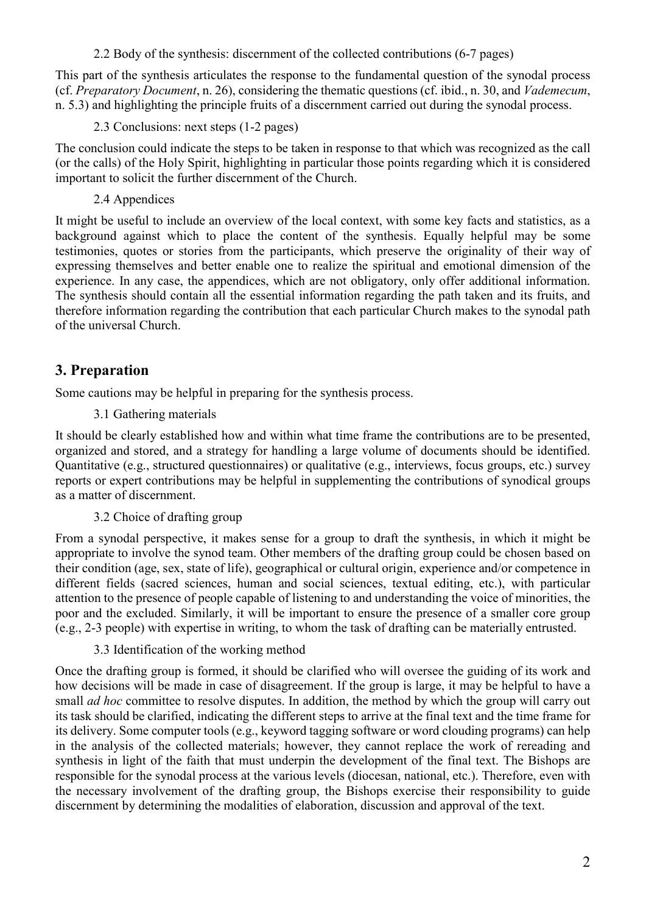### 2.2 Body of the synthesis: discernment of the collected contributions (6-7 pages)

This part of the synthesis articulates the response to the fundamental question of the synodal process (cf. *Preparatory Document*, n. 26), considering the thematic questions (cf. ibid., n. 30, and *Vademecum*, n. 5.3) and highlighting the principle fruits of a discernment carried out during the synodal process.

### 2.3 Conclusions: next steps (1-2 pages)

The conclusion could indicate the steps to be taken in response to that which was recognized as the call (or the calls) of the Holy Spirit, highlighting in particular those points regarding which it is considered important to solicit the further discernment of the Church.

### 2.4 Appendices

It might be useful to include an overview of the local context, with some key facts and statistics, as a background against which to place the content of the synthesis. Equally helpful may be some testimonies, quotes or stories from the participants, which preserve the originality of their way of expressing themselves and better enable one to realize the spiritual and emotional dimension of the experience. In any case, the appendices, which are not obligatory, only offer additional information. The synthesis should contain all the essential information regarding the path taken and its fruits, and therefore information regarding the contribution that each particular Church makes to the synodal path of the universal Church.

## 3. Preparation

Some cautions may be helpful in preparing for the synthesis process.

### 3.1 Gathering materials

It should be clearly established how and within what time frame the contributions are to be presented, organized and stored, and a strategy for handling a large volume of documents should be identified. Quantitative (e.g., structured questionnaires) or qualitative (e.g., interviews, focus groups, etc.) survey reports or expert contributions may be helpful in supplementing the contributions of synodical groups as a matter of discernment.

### 3.2 Choice of drafting group

From a synodal perspective, it makes sense for a group to draft the synthesis, in which it might be appropriate to involve the synod team. Other members of the drafting group could be chosen based on their condition (age, sex, state of life), geographical or cultural origin, experience and/or competence in different fields (sacred sciences, human and social sciences, textual editing, etc.), with particular attention to the presence of people capable of listening to and understanding the voice of minorities, the poor and the excluded. Similarly, it will be important to ensure the presence of a smaller core group (e.g., 2-3 people) with expertise in writing, to whom the task of drafting can be materially entrusted.

### 3.3 Identification of the working method

Once the drafting group is formed, it should be clarified who will oversee the guiding of its work and how decisions will be made in case of disagreement. If the group is large, it may be helpful to have a small *ad hoc* committee to resolve disputes. In addition, the method by which the group will carry out its task should be clarified, indicating the different steps to arrive at the final text and the time frame for its delivery. Some computer tools (e.g., keyword tagging software or word clouding programs) can help in the analysis of the collected materials; however, they cannot replace the work of rereading and synthesis in light of the faith that must underpin the development of the final text. The Bishops are responsible for the synodal process at the various levels (diocesan, national, etc.). Therefore, even with the necessary involvement of the drafting group, the Bishops exercise their responsibility to guide discernment by determining the modalities of elaboration, discussion and approval of the text.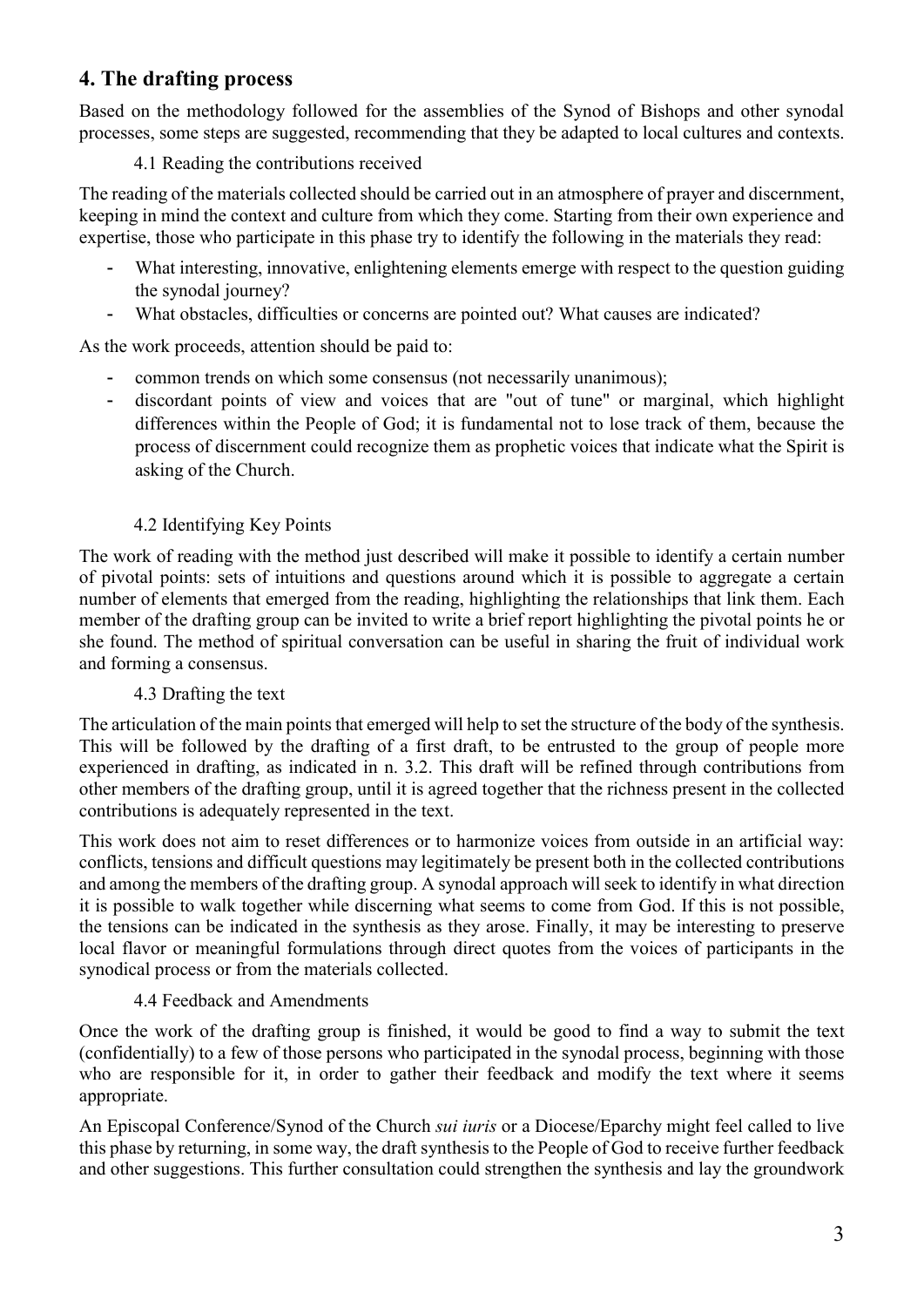## 4. The drafting process

Based on the methodology followed for the assemblies of the Synod of Bishops and other synodal processes, some steps are suggested, recommending that they be adapted to local cultures and contexts.

### 4.1 Reading the contributions received

The reading of the materials collected should be carried out in an atmosphere of prayer and discernment, keeping in mind the context and culture from which they come. Starting from their own experience and expertise, those who participate in this phase try to identify the following in the materials they read:

- What interesting, innovative, enlightening elements emerge with respect to the question guiding the synodal journey?
- What obstacles, difficulties or concerns are pointed out? What causes are indicated?

As the work proceeds, attention should be paid to:

- common trends on which some consensus (not necessarily unanimous);
- discordant points of view and voices that are "out of tune" or marginal, which highlight differences within the People of God; it is fundamental not to lose track of them, because the process of discernment could recognize them as prophetic voices that indicate what the Spirit is asking of the Church.

### 4.2 Identifying Key Points

The work of reading with the method just described will make it possible to identify a certain number of pivotal points: sets of intuitions and questions around which it is possible to aggregate a certain number of elements that emerged from the reading, highlighting the relationships that link them. Each member of the drafting group can be invited to write a brief report highlighting the pivotal points he or she found. The method of spiritual conversation can be useful in sharing the fruit of individual work and forming a consensus.

### 4.3 Drafting the text

The articulation of the main points that emerged will help to set the structure of the body of the synthesis. This will be followed by the drafting of a first draft, to be entrusted to the group of people more experienced in drafting, as indicated in n. 3.2. This draft will be refined through contributions from other members of the drafting group, until it is agreed together that the richness present in the collected contributions is adequately represented in the text.

This work does not aim to reset differences or to harmonize voices from outside in an artificial way: conflicts, tensions and difficult questions may legitimately be present both in the collected contributions and among the members of the drafting group. A synodal approach will seek to identify in what direction it is possible to walk together while discerning what seems to come from God. If this is not possible, the tensions can be indicated in the synthesis as they arose. Finally, it may be interesting to preserve local flavor or meaningful formulations through direct quotes from the voices of participants in the synodical process or from the materials collected.

### 4.4 Feedback and Amendments

Once the work of the drafting group is finished, it would be good to find a way to submit the text (confidentially) to a few of those persons who participated in the synodal process, beginning with those who are responsible for it, in order to gather their feedback and modify the text where it seems appropriate.

An Episcopal Conference/Synod of the Church *sui iuris* or a Diocese/Eparchy might feel called to live this phase by returning, in some way, the draft synthesis to the People of God to receive further feedback and other suggestions. This further consultation could strengthen the synthesis and lay the groundwork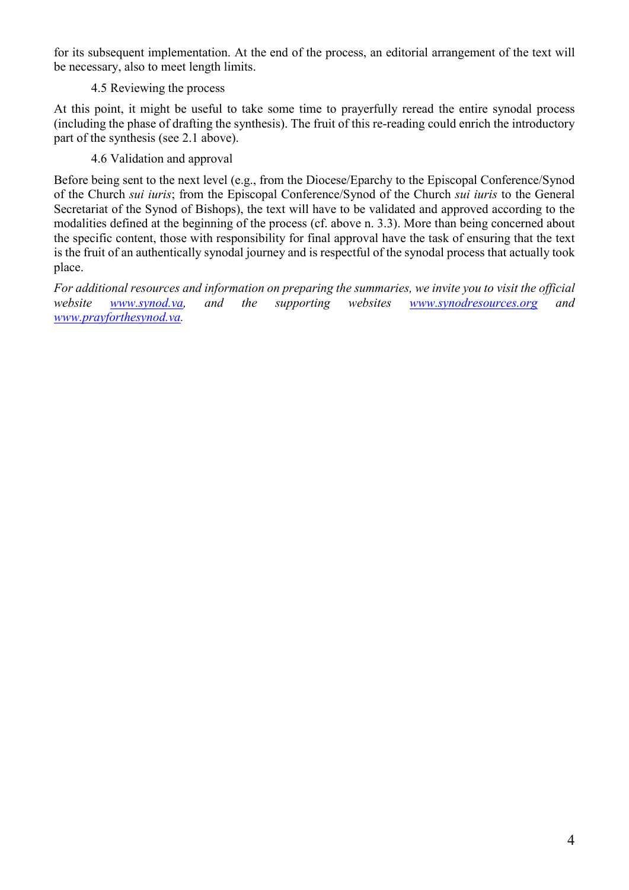for its subsequent implementation. At the end of the process, an editorial arrangement of the text will be necessary, also to meet length limits.

### 4.5 Reviewing the process

At this point, it might be useful to take some time to prayerfully reread the entire synodal process (including the phase of drafting the synthesis). The fruit of this re-reading could enrich the introductory part of the synthesis (see 2.1 above).

### 4.6 Validation and approval

Before being sent to the next level (e.g., from the Diocese/Eparchy to the Episcopal Conference/Synod of the Church *sui iuris*; from the Episcopal Conference/Synod of the Church *sui iuris* to the General Secretariat of the Synod of Bishops), the text will have to be validated and approved according to the modalities defined at the beginning of the process (cf. above n. 3.3). More than being concerned about the specific content, those with responsibility for final approval have the task of ensuring that the text is the fruit of an authentically synodal journey and is respectful of the synodal process that actually took place.

*For additional resources and information on preparing the summaries, we invite you to visit the official website [www.synod.va](http://www.synod.va), and the supporting websites [www.synodresources.org](http://www.synodresources.org) and [www.prayforthesynod.va](http://www.prayforthesynod.va).*